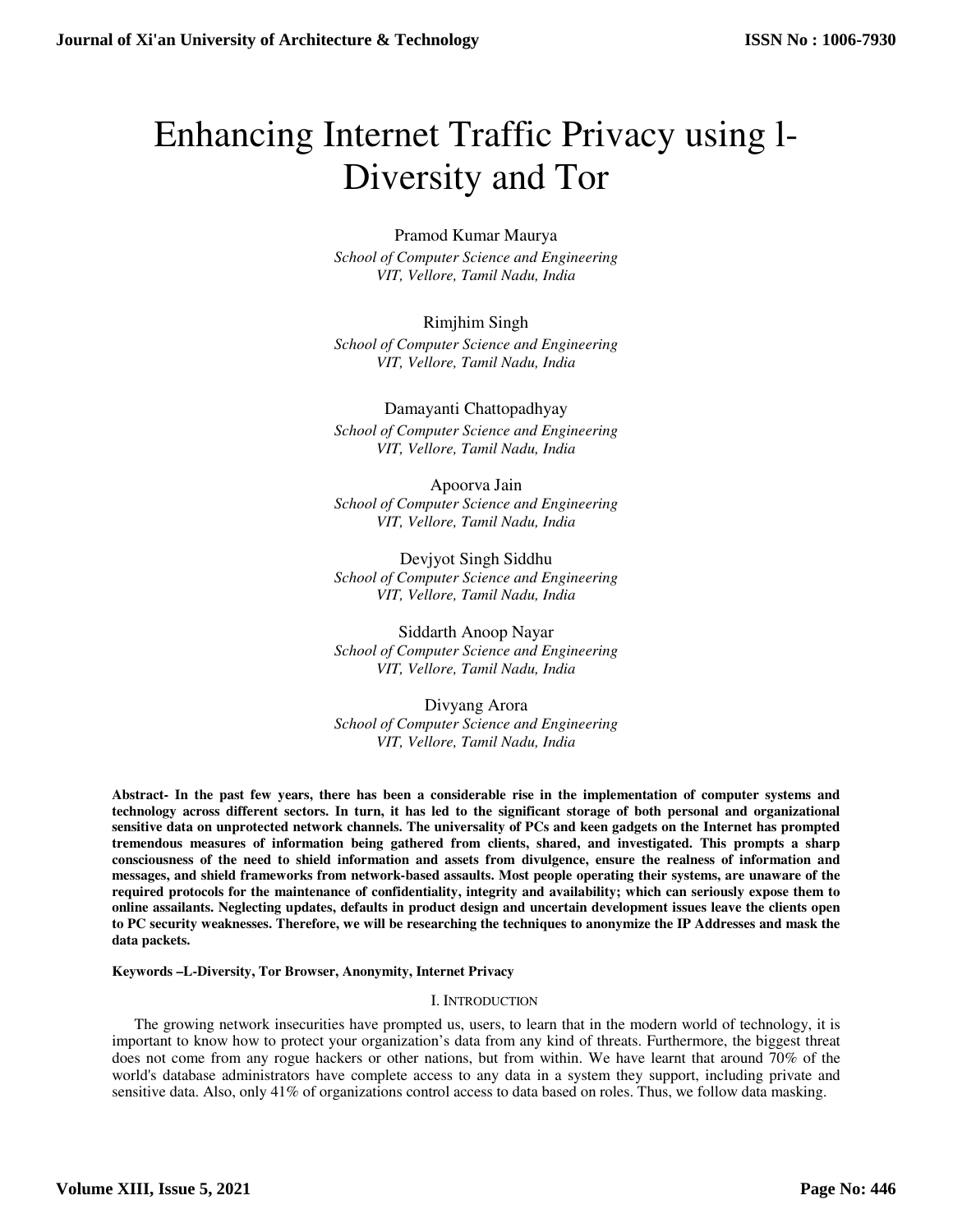# Enhancing Internet Traffic Privacy using l-Diversity and Tor

Pramod Kumar Maurya
*School of Computer Science and Engineering*
*VIT, Vellore, Tamil Nadu, India*

Rimjhim Singh
*School of Computer Science and Engineering*
*VIT, Vellore, Tamil Nadu, India*

Damayanti Chattopadhyay
*School of Computer Science and Engineering*
*VIT, Vellore, Tamil Nadu, India*

Apoorva Jain
*School of Computer Science and Engineering*
*VIT, Vellore, Tamil Nadu, India*

Devjyot Singh Siddhu
*School of Computer Science and Engineering*
*VIT, Vellore, Tamil Nadu, India*

Siddarth Anoop Nayar
*School of Computer Science and Engineering*
*VIT, Vellore, Tamil Nadu, India*

Divyang Arora
*School of Computer Science and Engineering*
*VIT, Vellore, Tamil Nadu, India*

**Abstract- In the past few years, there has been a considerable rise in the implementation of computer systems and technology across different sectors. In turn, it has led to the significant storage of both personal and organizational sensitive data on unprotected network channels. The universality of PCs and keen gadgets on the Internet has prompted tremendous measures of information being gathered from clients, shared, and investigated. This prompts a sharp consciousness of the need to shield information and assets from divulgence, ensure the realness of information and messages, and shield frameworks from network-based assaults. Most people operating their systems, are unaware of the required protocols for the maintenance of confidentiality, integrity and availability; which can seriously expose them to online assailants. Neglecting updates, defaults in product design and uncertain development issues leave the clients open to PC security weaknesses. Therefore, we will be researching the techniques to anonymize the IP Addresses and mask the data packets.**

**Keywords –L-Diversity, Tor Browser, Anonymity, Internet Privacy**

## I. Introduction

The growing network insecurities have prompted us, users, to learn that in the modern world of technology, it is important to know how to protect your organization's data from any kind of threats. Furthermore, the biggest threat does not come from any rogue hackers or other nations, but from within. We have learnt that around 70% of the world's database administrators have complete access to any data in a system they support, including private and sensitive data. Also, only 41% of organizations control access to data based on roles. Thus, we follow data masking.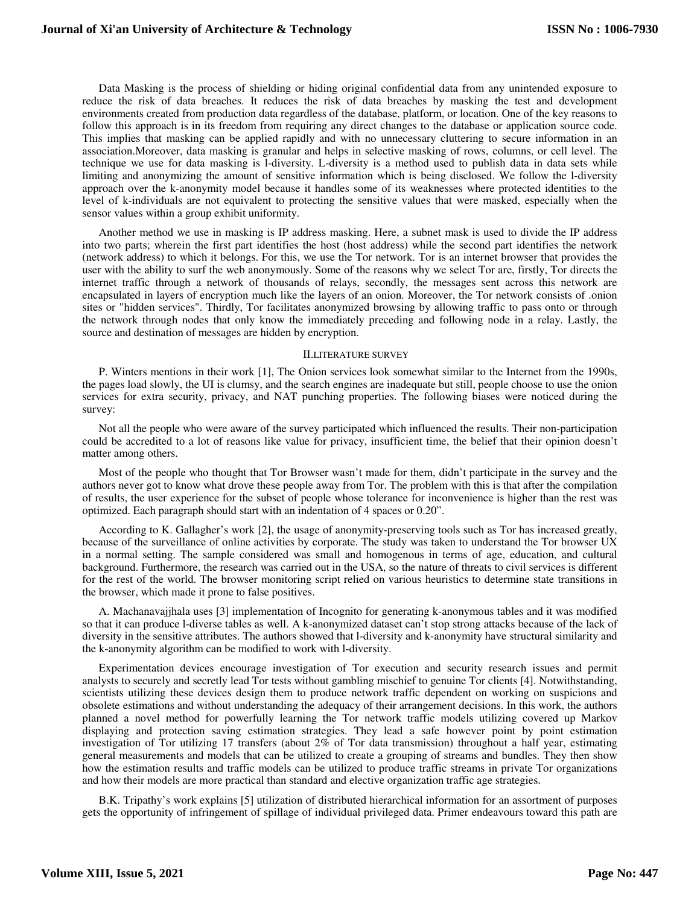Data Masking is the process of shielding or hiding original confidential data from any unintended exposure to reduce the risk of data breaches. It reduces the risk of data breaches by masking the test and development environments created from production data regardless of the database, platform, or location. One of the key reasons to follow this approach is in its freedom from requiring any direct changes to the database or application source code. This implies that masking can be applied rapidly and with no unnecessary cluttering to secure information in an association.Moreover, data masking is granular and helps in selective masking of rows, columns, or cell level. The technique we use for data masking is l-diversity. L-diversity is a method used to publish data in data sets while limiting and anonymizing the amount of sensitive information which is being disclosed. We follow the l-diversity approach over the k-anonymity model because it handles some of its weaknesses where protected identities to the level of k-individuals are not equivalent to protecting the sensitive values that were masked, especially when the sensor values within a group exhibit uniformity.

Another method we use in masking is IP address masking. Here, a subnet mask is used to divide the IP address into two parts; wherein the first part identifies the host (host address) while the second part identifies the network (network address) to which it belongs. For this, we use the Tor network. Tor is an internet browser that provides the user with the ability to surf the web anonymously. Some of the reasons why we select Tor are, firstly, Tor directs the internet traffic through a network of thousands of relays, secondly, the messages sent across this network are encapsulated in layers of encryption much like the layers of an onion. Moreover, the Tor network consists of .onion sites or "hidden services". Thirdly, Tor facilitates anonymized browsing by allowing traffic to pass onto or through the network through nodes that only know the immediately preceding and following node in a relay. Lastly, the source and destination of messages are hidden by encryption.

## II.LITERATURE SURVEY

P. Winters mentions in their work [1], The Onion services look somewhat similar to the Internet from the 1990s, the pages load slowly, the UI is clumsy, and the search engines are inadequate but still, people choose to use the onion services for extra security, privacy, and NAT punching properties. The following biases were noticed during the survey:

Not all the people who were aware of the survey participated which influenced the results. Their non-participation could be accredited to a lot of reasons like value for privacy, insufficient time, the belief that their opinion doesn't matter among others.

Most of the people who thought that Tor Browser wasn't made for them, didn't participate in the survey and the authors never got to know what drove these people away from Tor. The problem with this is that after the compilation of results, the user experience for the subset of people whose tolerance for inconvenience is higher than the rest was optimized. Each paragraph should start with an indentation of 4 spaces or 0.20".

According to K. Gallagher's work [2], the usage of anonymity-preserving tools such as Tor has increased greatly, because of the surveillance of online activities by corporate. The study was taken to understand the Tor browser UX in a normal setting. The sample considered was small and homogenous in terms of age, education, and cultural background. Furthermore, the research was carried out in the USA, so the nature of threats to civil services is different for the rest of the world. The browser monitoring script relied on various heuristics to determine state transitions in the browser, which made it prone to false positives.

A. Machanavajjhala uses [3] implementation of Incognito for generating k-anonymous tables and it was modified so that it can produce l-diverse tables as well. A k-anonymized dataset can't stop strong attacks because of the lack of diversity in the sensitive attributes. The authors showed that l-diversity and k-anonymity have structural similarity and the k-anonymity algorithm can be modified to work with l-diversity.

Experimentation devices encourage investigation of Tor execution and security research issues and permit analysts to securely and secretly lead Tor tests without gambling mischief to genuine Tor clients [4]. Notwithstanding, scientists utilizing these devices design them to produce network traffic dependent on working on suspicions and obsolete estimations and without understanding the adequacy of their arrangement decisions. In this work, the authors planned a novel method for powerfully learning the Tor network traffic models utilizing covered up Markov displaying and protection saving estimation strategies. They lead a safe however point by point estimation investigation of Tor utilizing 17 transfers (about 2% of Tor data transmission) throughout a half year, estimating general measurements and models that can be utilized to create a grouping of streams and bundles. They then show how the estimation results and traffic models can be utilized to produce traffic streams in private Tor organizations and how their models are more practical than standard and elective organization traffic age strategies.

B.K. Tripathy's work explains [5] utilization of distributed hierarchical information for an assortment of purposes gets the opportunity of infringement of spillage of individual privileged data. Primer endeavours toward this path are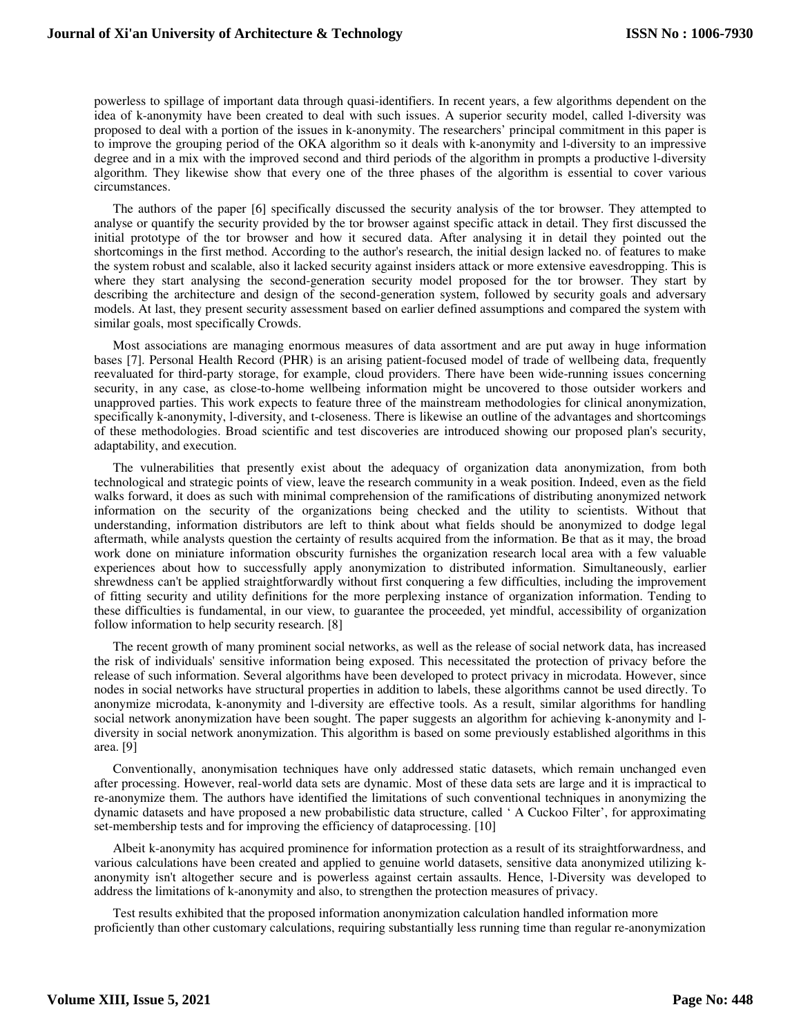powerless to spillage of important data through quasi-identifiers. In recent years, a few algorithms dependent on the idea of k-anonymity have been created to deal with such issues. A superior security model, called l-diversity was proposed to deal with a portion of the issues in k-anonymity. The researchers' principal commitment in this paper is to improve the grouping period of the OKA algorithm so it deals with k-anonymity and l-diversity to an impressive degree and in a mix with the improved second and third periods of the algorithm in prompts a productive l-diversity algorithm. They likewise show that every one of the three phases of the algorithm is essential to cover various circumstances.

The authors of the paper [6] specifically discussed the security analysis of the tor browser. They attempted to analyse or quantify the security provided by the tor browser against specific attack in detail. They first discussed the initial prototype of the tor browser and how it secured data. After analysing it in detail they pointed out the shortcomings in the first method. According to the author's research, the initial design lacked no. of features to make the system robust and scalable, also it lacked security against insiders attack or more extensive eavesdropping. This is where they start analysing the second-generation security model proposed for the tor browser. They start by describing the architecture and design of the second-generation system, followed by security goals and adversary models. At last, they present security assessment based on earlier defined assumptions and compared the system with similar goals, most specifically Crowds.

Most associations are managing enormous measures of data assortment and are put away in huge information bases [7]. Personal Health Record (PHR) is an arising patient-focused model of trade of wellbeing data, frequently reevaluated for third-party storage, for example, cloud providers. There have been wide-running issues concerning security, in any case, as close-to-home wellbeing information might be uncovered to those outsider workers and unapproved parties. This work expects to feature three of the mainstream methodologies for clinical anonymization, specifically k-anonymity, l-diversity, and t-closeness. There is likewise an outline of the advantages and shortcomings of these methodologies. Broad scientific and test discoveries are introduced showing our proposed plan's security, adaptability, and execution.

The vulnerabilities that presently exist about the adequacy of organization data anonymization, from both technological and strategic points of view, leave the research community in a weak position. Indeed, even as the field walks forward, it does as such with minimal comprehension of the ramifications of distributing anonymized network information on the security of the organizations being checked and the utility to scientists. Without that understanding, information distributors are left to think about what fields should be anonymized to dodge legal aftermath, while analysts question the certainty of results acquired from the information. Be that as it may, the broad work done on miniature information obscurity furnishes the organization research local area with a few valuable experiences about how to successfully apply anonymization to distributed information. Simultaneously, earlier shrewdness can't be applied straightforwardly without first conquering a few difficulties, including the improvement of fitting security and utility definitions for the more perplexing instance of organization information. Tending to these difficulties is fundamental, in our view, to guarantee the proceeded, yet mindful, accessibility of organization follow information to help security research. [8]

The recent growth of many prominent social networks, as well as the release of social network data, has increased the risk of individuals' sensitive information being exposed. This necessitated the protection of privacy before the release of such information. Several algorithms have been developed to protect privacy in microdata. However, since nodes in social networks have structural properties in addition to labels, these algorithms cannot be used directly. To anonymize microdata, k-anonymity and l-diversity are effective tools. As a result, similar algorithms for handling social network anonymization have been sought. The paper suggests an algorithm for achieving k-anonymity and l-diversity in social network anonymization. This algorithm is based on some previously established algorithms in this area. [9]

Conventionally, anonymisation techniques have only addressed static datasets, which remain unchanged even after processing. However, real-world data sets are dynamic. Most of these data sets are large and it is impractical to re-anonymize them. The authors have identified the limitations of such conventional techniques in anonymizing the dynamic datasets and have proposed a new probabilistic data structure, called ' A Cuckoo Filter', for approximating set-membership tests and for improving the efficiency of dataprocessing. [10]

Albeit k-anonymity has acquired prominence for information protection as a result of its straightforwardness, and various calculations have been created and applied to genuine world datasets, sensitive data anonymized utilizing k-anonymity isn't altogether secure and is powerless against certain assaults. Hence, l-Diversity was developed to address the limitations of k-anonymity and also, to strengthen the protection measures of privacy.

Test results exhibited that the proposed information anonymization calculation handled information more proficiently than other customary calculations, requiring substantially less running time than regular re-anonymization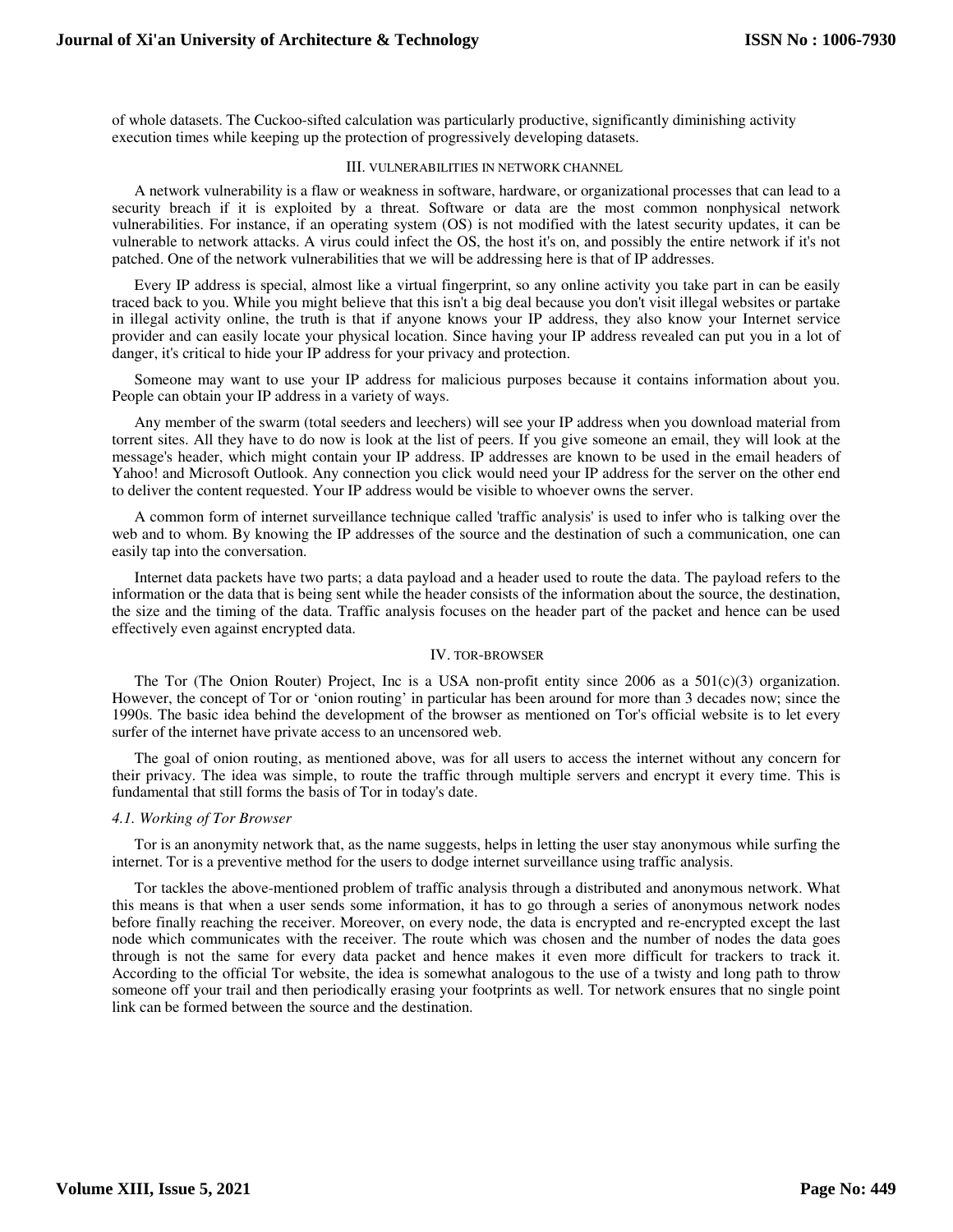of whole datasets. The Cuckoo-sifted calculation was particularly productive, significantly diminishing activity execution times while keeping up the protection of progressively developing datasets.

## III. VULNERABILITIES IN NETWORK CHANNEL

A network vulnerability is a flaw or weakness in software, hardware, or organizational processes that can lead to a security breach if it is exploited by a threat. Software or data are the most common nonphysical network vulnerabilities. For instance, if an operating system (OS) is not modified with the latest security updates, it can be vulnerable to network attacks. A virus could infect the OS, the host it's on, and possibly the entire network if it's not patched. One of the network vulnerabilities that we will be addressing here is that of IP addresses.

Every IP address is special, almost like a virtual fingerprint, so any online activity you take part in can be easily traced back to you. While you might believe that this isn't a big deal because you don't visit illegal websites or partake in illegal activity online, the truth is that if anyone knows your IP address, they also know your Internet service provider and can easily locate your physical location. Since having your IP address revealed can put you in a lot of danger, it's critical to hide your IP address for your privacy and protection.

Someone may want to use your IP address for malicious purposes because it contains information about you. People can obtain your IP address in a variety of ways.

Any member of the swarm (total seeders and leechers) will see your IP address when you download material from torrent sites. All they have to do now is look at the list of peers. If you give someone an email, they will look at the message's header, which might contain your IP address. IP addresses are known to be used in the email headers of Yahoo! and Microsoft Outlook. Any connection you click would need your IP address for the server on the other end to deliver the content requested. Your IP address would be visible to whoever owns the server.

A common form of internet surveillance technique called 'traffic analysis' is used to infer who is talking over the web and to whom. By knowing the IP addresses of the source and the destination of such a communication, one can easily tap into the conversation.

Internet data packets have two parts; a data payload and a header used to route the data. The payload refers to the information or the data that is being sent while the header consists of the information about the source, the destination, the size and the timing of the data. Traffic analysis focuses on the header part of the packet and hence can be used effectively even against encrypted data.

## IV. TOR-BROWSER

The Tor (The Onion Router) Project, Inc is a USA non-profit entity since 2006 as a 501(c)(3) organization. However, the concept of Tor or 'onion routing' in particular has been around for more than 3 decades now; since the 1990s. The basic idea behind the development of the browser as mentioned on Tor's official website is to let every surfer of the internet have private access to an uncensored web.

The goal of onion routing, as mentioned above, was for all users to access the internet without any concern for their privacy. The idea was simple, to route the traffic through multiple servers and encrypt it every time. This is fundamental that still forms the basis of Tor in today's date.

### *4.1. Working of Tor Browser*

Tor is an anonymity network that, as the name suggests, helps in letting the user stay anonymous while surfing the internet. Tor is a preventive method for the users to dodge internet surveillance using traffic analysis.

Tor tackles the above-mentioned problem of traffic analysis through a distributed and anonymous network. What this means is that when a user sends some information, it has to go through a series of anonymous network nodes before finally reaching the receiver. Moreover, on every node, the data is encrypted and re-encrypted except the last node which communicates with the receiver. The route which was chosen and the number of nodes the data goes through is not the same for every data packet and hence makes it even more difficult for trackers to track it. According to the official Tor website, the idea is somewhat analogous to the use of a twisty and long path to throw someone off your trail and then periodically erasing your footprints as well. Tor network ensures that no single point link can be formed between the source and the destination.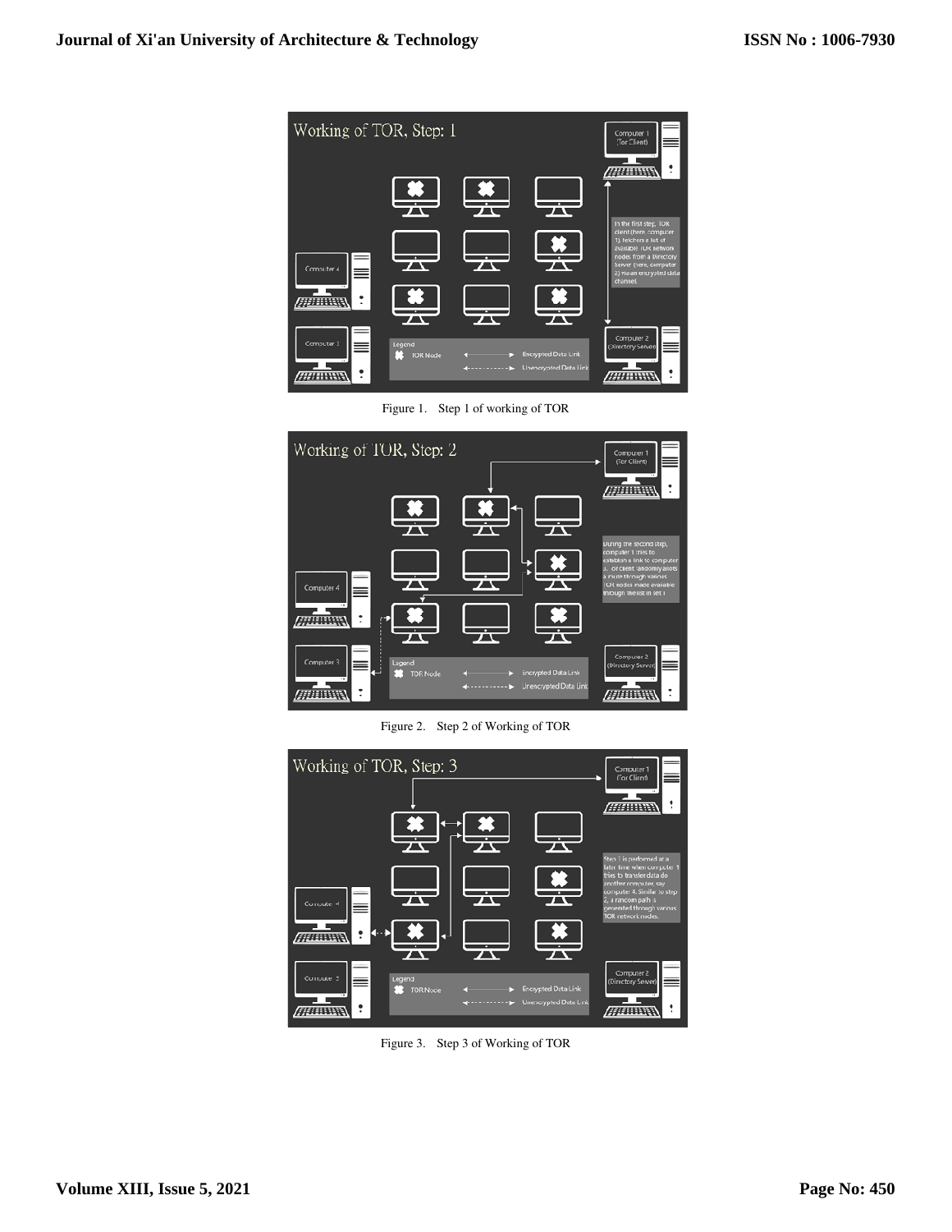Figure 1. Step 1 of working of TOR

Figure 2. Step 2 of Working of TOR

Figure 3. Step 3 of Working of TOR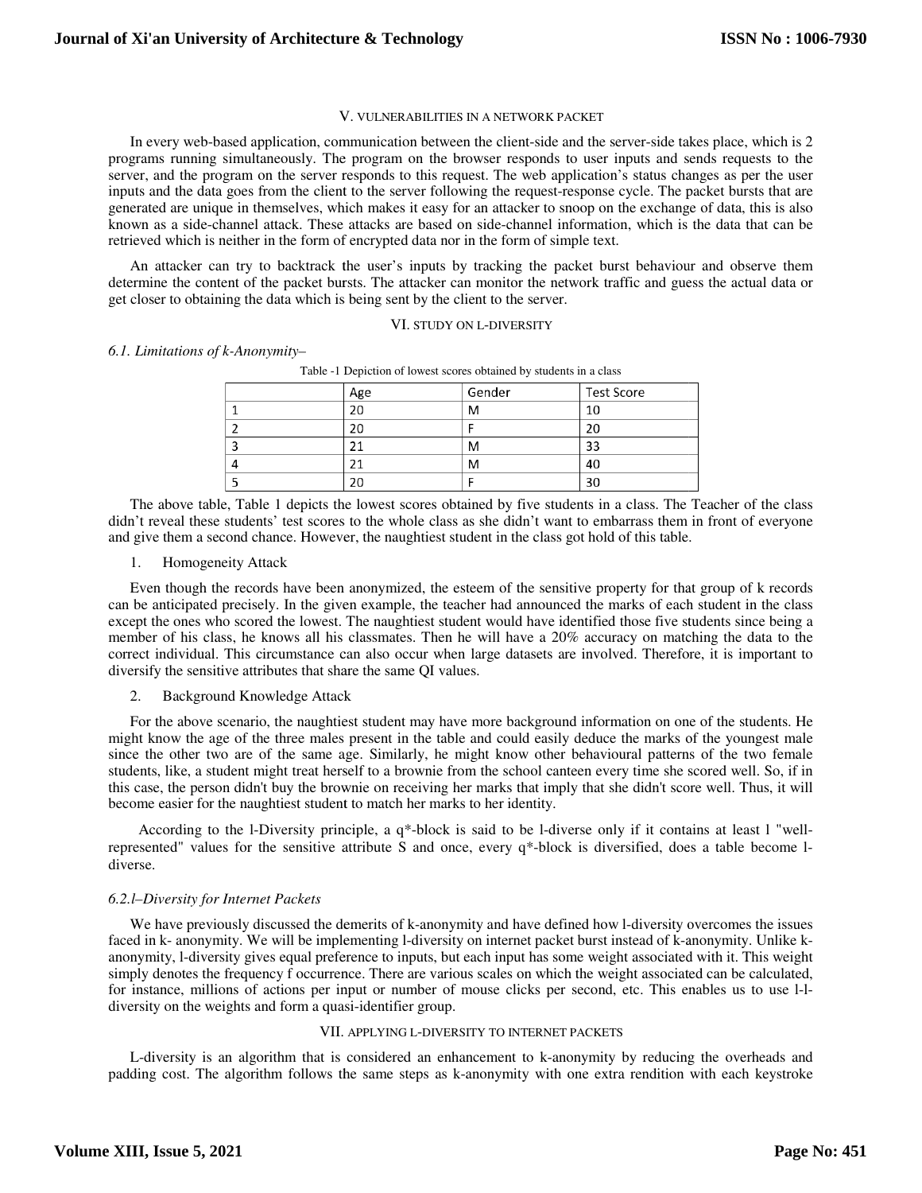## V. VULNERABILITIES IN A NETWORK PACKET

In every web-based application, communication between the client-side and the server-side takes place, which is 2 programs running simultaneously. The program on the browser responds to user inputs and sends requests to the server, and the program on the server responds to this request. The web application's status changes as per the user inputs and the data goes from the client to the server following the request-response cycle. The packet bursts that are generated are unique in themselves, which makes it easy for an attacker to snoop on the exchange of data, this is also known as a side-channel attack. These attacks are based on side-channel information, which is the data that can be retrieved which is neither in the form of encrypted data nor in the form of simple text.

An attacker can try to backtrack the user's inputs by tracking the packet burst behaviour and observe them determine the content of the packet bursts. The attacker can monitor the network traffic and guess the actual data or get closer to obtaining the data which is being sent by the client to the server.

## VI. STUDY ON L-DIVERSITY

### *6.1. Limitations of k-Anonymity–*

Table -1 Depiction of lowest scores obtained by students in a class

| | Age | Gender | Test Score |
|---|---|---|---|
| 1 | 20 | M | 10 |
| 2 | 20 | F | 20 |
| 3 | 21 | M | 33 |
| 4 | 21 | M | 40 |
| 5 | 20 | F | 30 |

The above table, Table 1 depicts the lowest scores obtained by five students in a class. The Teacher of the class didn't reveal these students' test scores to the whole class as she didn't want to embarrass them in front of everyone and give them a second chance. However, the naughtiest student in the class got hold of this table.

1. Homogeneity Attack

Even though the records have been anonymized, the esteem of the sensitive property for that group of k records can be anticipated precisely. In the given example, the teacher had announced the marks of each student in the class except the ones who scored the lowest. The naughtiest student would have identified those five students since being a member of his class, he knows all his classmates. Then he will have a 20% accuracy on matching the data to the correct individual. This circumstance can also occur when large datasets are involved. Therefore, it is important to diversify the sensitive attributes that share the same QI values.

2. Background Knowledge Attack

For the above scenario, the naughtiest student may have more background information on one of the students. He might know the age of the three males present in the table and could easily deduce the marks of the youngest male since the other two are of the same age. Similarly, he might know other behavioural patterns of the two female students, like, a student might treat herself to a brownie from the school canteen every time she scored well. So, if in this case, the person didn't buy the brownie on receiving her marks that imply that she didn't score well. Thus, it will become easier for the naughtiest student to match her marks to her identity.

According to the l-Diversity principle, a q*-block is said to be l-diverse only if it contains at least l "well-represented" values for the sensitive attribute S and once, every q*-block is diversified, does a table become l-diverse.

### *6.2.l–Diversity for Internet Packets*

We have previously discussed the demerits of k-anonymity and have defined how l-diversity overcomes the issues faced in k- anonymity. We will be implementing l-diversity on internet packet burst instead of k-anonymity. Unlike k-anonymity, l-diversity gives equal preference to inputs, but each input has some weight associated with it. This weight simply denotes the frequency f occurrence. There are various scales on which the weight associated can be calculated, for instance, millions of actions per input or number of mouse clicks per second, etc. This enables us to use l-l-diversity on the weights and form a quasi-identifier group.

## VII. APPLYING L-DIVERSITY TO INTERNET PACKETS

L-diversity is an algorithm that is considered an enhancement to k-anonymity by reducing the overheads and padding cost. The algorithm follows the same steps as k-anonymity with one extra rendition with each keystroke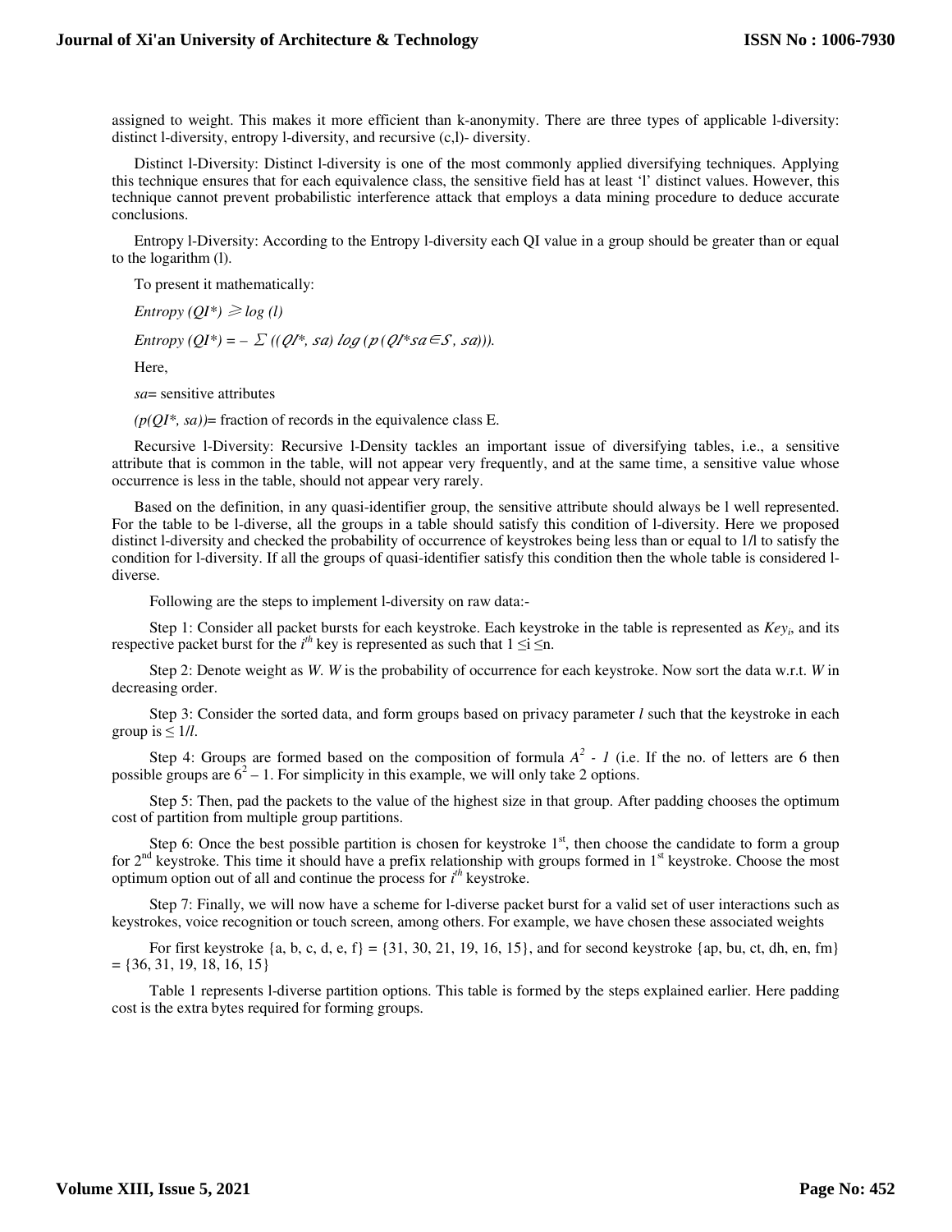assigned to weight. This makes it more efficient than k-anonymity. There are three types of applicable l-diversity: distinct l-diversity, entropy l-diversity, and recursive (c,l)- diversity.

Distinct l-Diversity: Distinct l-diversity is one of the most commonly applied diversifying techniques. Applying this technique ensures that for each equivalence class, the sensitive field has at least 'l' distinct values. However, this technique cannot prevent probabilistic interference attack that employs a data mining procedure to deduce accurate conclusions.

Entropy l-Diversity: According to the Entropy l-diversity each QI value in a group should be greater than or equal to the logarithm (l).

To present it mathematically:

$Entropy\ (QI^*) \geqslant \log\ (l)$

$Entropy\ (QI^*) = -\sum ((QI^*, sa)\ \log\ (p\ (QI^* sa \in S,\ sa))).$

Here,

*sa*= sensitive attributes

$(p(QI^*, sa))$= fraction of records in the equivalence class E.

Recursive l-Diversity: Recursive l-Density tackles an important issue of diversifying tables, i.e., a sensitive attribute that is common in the table, will not appear very frequently, and at the same time, a sensitive value whose occurrence is less in the table, should not appear very rarely.

Based on the definition, in any quasi-identifier group, the sensitive attribute should always be l well represented. For the table to be l-diverse, all the groups in a table should satisfy this condition of l-diversity. Here we proposed distinct l-diversity and checked the probability of occurrence of keystrokes being less than or equal to 1/l to satisfy the condition for l-diversity. If all the groups of quasi-identifier satisfy this condition then the whole table is considered l-diverse.

Following are the steps to implement l-diversity on raw data:-

Step 1: Consider all packet bursts for each keystroke. Each keystroke in the table is represented as $Key_i$, and its respective packet burst for the $i^{th}$ key is represented as such that $1 \leq i \leq n$.

Step 2: Denote weight as *W*. *W* is the probability of occurrence for each keystroke. Now sort the data w.r.t. *W* in decreasing order.

Step 3: Consider the sorted data, and form groups based on privacy parameter *l* such that the keystroke in each group is $\leq 1/l$.

Step 4: Groups are formed based on the composition of formula $A^2 - 1$ (i.e. If the no. of letters are 6 then possible groups are $6^2 - 1$. For simplicity in this example, we will only take 2 options.

Step 5: Then, pad the packets to the value of the highest size in that group. After padding chooses the optimum cost of partition from multiple group partitions.

Step 6: Once the best possible partition is chosen for keystroke 1st, then choose the candidate to form a group for 2nd keystroke. This time it should have a prefix relationship with groups formed in 1st keystroke. Choose the most optimum option out of all and continue the process for $i^{th}$ keystroke.

Step 7: Finally, we will now have a scheme for l-diverse packet burst for a valid set of user interactions such as keystrokes, voice recognition or touch screen, among others. For example, we have chosen these associated weights

For first keystroke {a, b, c, d, e, f} = {31, 30, 21, 19, 16, 15}, and for second keystroke {ap, bu, ct, dh, en, fm} = {36, 31, 19, 18, 16, 15}

Table 1 represents l-diverse partition options. This table is formed by the steps explained earlier. Here padding cost is the extra bytes required for forming groups.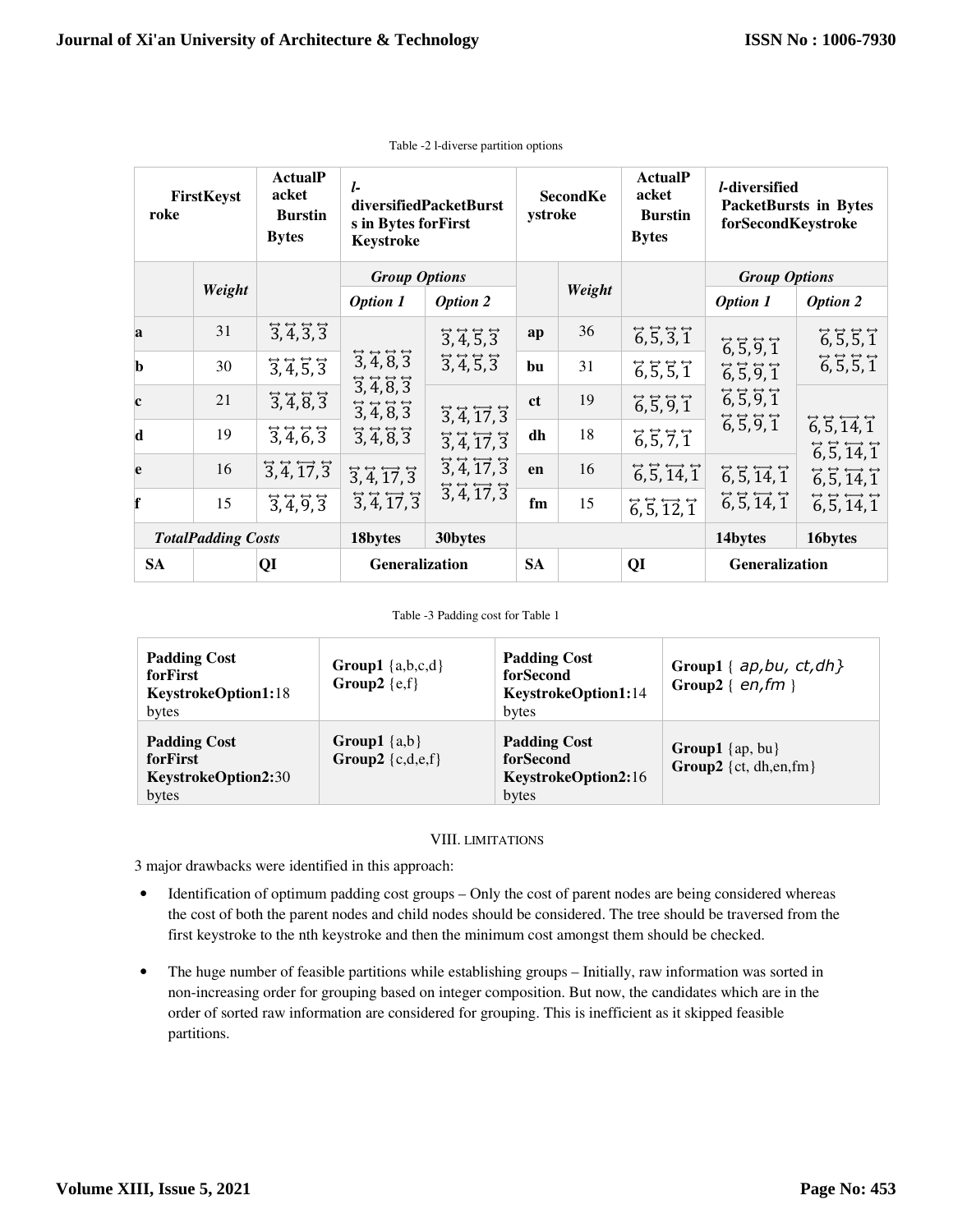Table -2 l-diverse partition options

| FirstKeystroke | | ActualPacket Burstin Bytes | *l*-diversifiedPacketBursts in Bytes forFirst Keystroke | | SecondKeystroke | | ActualPacket Burstin Bytes | *l*-diversified PacketBursts in Bytes forSecondKeystroke | |
|---|---|---|---|---|---|---|---|---|---|
| | *Weight* | | ***Group Options*** | | | *Weight* | | ***Group Options*** | |
| | | | ***Option 1*** | ***Option 2*** | | | | ***Option 1*** | ***Option 2*** |
| **a** | 31 | $\overleftrightarrow{3}, \overleftrightarrow{4}, \overleftrightarrow{3}, \overleftrightarrow{3}$ | $\overleftrightarrow{3}, \overleftrightarrow{4}, \overleftrightarrow{8}, \overleftrightarrow{3}$ | $\overleftrightarrow{3}, \overleftrightarrow{4}, \overleftrightarrow{5}, \overleftrightarrow{3}$ | **ap** | 36 | $\overleftrightarrow{6}, \overleftrightarrow{5}, \overleftrightarrow{3}, \overleftrightarrow{1}$ | $\overleftrightarrow{6}, \overleftrightarrow{5}, \overleftrightarrow{9}, \overleftrightarrow{1}$ | $\overleftrightarrow{6}, \overleftrightarrow{5}, \overleftrightarrow{5}, \overleftrightarrow{1}$ |
| **b** | 30 | $\overleftrightarrow{3}, \overleftrightarrow{4}, \overleftrightarrow{5}, \overleftrightarrow{3}$ | $\overleftrightarrow{3}, \overleftrightarrow{4}, \overleftrightarrow{8}, \overleftrightarrow{3}$ | $\overleftrightarrow{3}, \overleftrightarrow{4}, \overleftrightarrow{5}, \overleftrightarrow{3}$ | **bu** | 31 | $\overleftrightarrow{6}, \overleftrightarrow{5}, \overleftrightarrow{5}, \overleftrightarrow{1}$ | $\overleftrightarrow{6}, \overleftrightarrow{5}, \overleftrightarrow{9}, \overleftrightarrow{1}$ | $\overleftrightarrow{6}, \overleftrightarrow{5}, \overleftrightarrow{5}, \overleftrightarrow{1}$ |
| **c** | 21 | $\overleftrightarrow{3}, \overleftrightarrow{4}, \overleftrightarrow{8}, \overleftrightarrow{3}$ | $\overleftrightarrow{3}, \overleftrightarrow{4}, \overleftrightarrow{8}, \overleftrightarrow{3}$ | $\overleftrightarrow{3}, \overleftrightarrow{4}, \overleftrightarrow{17}, \overleftrightarrow{3}$ | **ct** | 19 | $\overleftrightarrow{6}, \overleftrightarrow{5}, \overleftrightarrow{9}, \overleftrightarrow{1}$ | $\overleftrightarrow{6}, \overleftrightarrow{5}, \overleftrightarrow{9}, \overleftrightarrow{1}$ | $\overleftrightarrow{6}, \overleftrightarrow{5}, \overleftrightarrow{14}, \overleftrightarrow{1}$ |
| **d** | 19 | $\overleftrightarrow{3}, \overleftrightarrow{4}, \overleftrightarrow{6}, \overleftrightarrow{3}$ | $\overleftrightarrow{3}, \overleftrightarrow{4}, \overleftrightarrow{8}, \overleftrightarrow{3}$ | $\overleftrightarrow{3}, \overleftrightarrow{4}, \overleftrightarrow{17}, \overleftrightarrow{3}$ | **dh** | 18 | $\overleftrightarrow{6}, \overleftrightarrow{5}, \overleftrightarrow{7}, \overleftrightarrow{1}$ | $\overleftrightarrow{6}, \overleftrightarrow{5}, \overleftrightarrow{9}, \overleftrightarrow{1}$ | $\overleftrightarrow{6}, \overleftrightarrow{5}, \overleftrightarrow{14}, \overleftrightarrow{1}$ |
| **e** | 16 | $\overleftrightarrow{3}, \overleftrightarrow{4}, \overleftrightarrow{17}, \overleftrightarrow{3}$ | $\overleftrightarrow{3}, \overleftrightarrow{4}, \overleftrightarrow{17}, \overleftrightarrow{3}$ | $\overleftrightarrow{3}, \overleftrightarrow{4}, \overleftrightarrow{17}, \overleftrightarrow{3}$ | **en** | 16 | $\overleftrightarrow{6}, \overleftrightarrow{5}, \overleftrightarrow{14}, \overleftrightarrow{1}$ | $\overleftrightarrow{6}, \overleftrightarrow{5}, \overleftrightarrow{14}, \overleftrightarrow{1}$ | $\overleftrightarrow{6}, \overleftrightarrow{5}, \overleftrightarrow{14}, \overleftrightarrow{1}$ |
| **f** | 15 | $\overleftrightarrow{3}, \overleftrightarrow{4}, \overleftrightarrow{9}, \overleftrightarrow{3}$ | $\overleftrightarrow{3}, \overleftrightarrow{4}, \overleftrightarrow{17}, \overleftrightarrow{3}$ | $\overleftrightarrow{3}, \overleftrightarrow{4}, \overleftrightarrow{17}, \overleftrightarrow{3}$ | **fm** | 15 | $\overleftrightarrow{6}, \overleftrightarrow{5}, \overleftrightarrow{12}, \overleftrightarrow{1}$ | $\overleftrightarrow{6}, \overleftrightarrow{5}, \overleftrightarrow{14}, \overleftrightarrow{1}$ | $\overleftrightarrow{6}, \overleftrightarrow{5}, \overleftrightarrow{14}, \overleftrightarrow{1}$ |
| ***TotalPadding Costs*** | | | **18bytes** | **30bytes** | | | | **14bytes** | **16bytes** |
| **SA** | | **QI** | **Generalization** | | **SA** | | **QI** | **Generalization** | |

Table -3 Padding cost for Table 1

| **Padding Cost forFirst KeystrokeOption1:**18 bytes | **Group1** {a,b,c,d} **Group2** {e,f} | **Padding Cost forSecond KeystrokeOption1:**14 bytes | **Group1** { ap,bu, ct,dh} **Group2** { en,fm } |
|---|---|---|---|
| **Padding Cost forFirst KeystrokeOption2:**30 bytes | **Group1** {a,b} **Group2** {c,d,e,f} | **Padding Cost forSecond KeystrokeOption2:**16 bytes | **Group1** {ap, bu} **Group2** {ct, dh,en,fm} |

## VIII. LIMITATIONS

3 major drawbacks were identified in this approach:

- Identification of optimum padding cost groups – Only the cost of parent nodes are being considered whereas the cost of both the parent nodes and child nodes should be considered. The tree should be traversed from the first keystroke to the nth keystroke and then the minimum cost amongst them should be checked.

- The huge number of feasible partitions while establishing groups – Initially, raw information was sorted in non-increasing order for grouping based on integer composition. But now, the candidates which are in the order of sorted raw information are considered for grouping. This is inefficient as it skipped feasible partitions.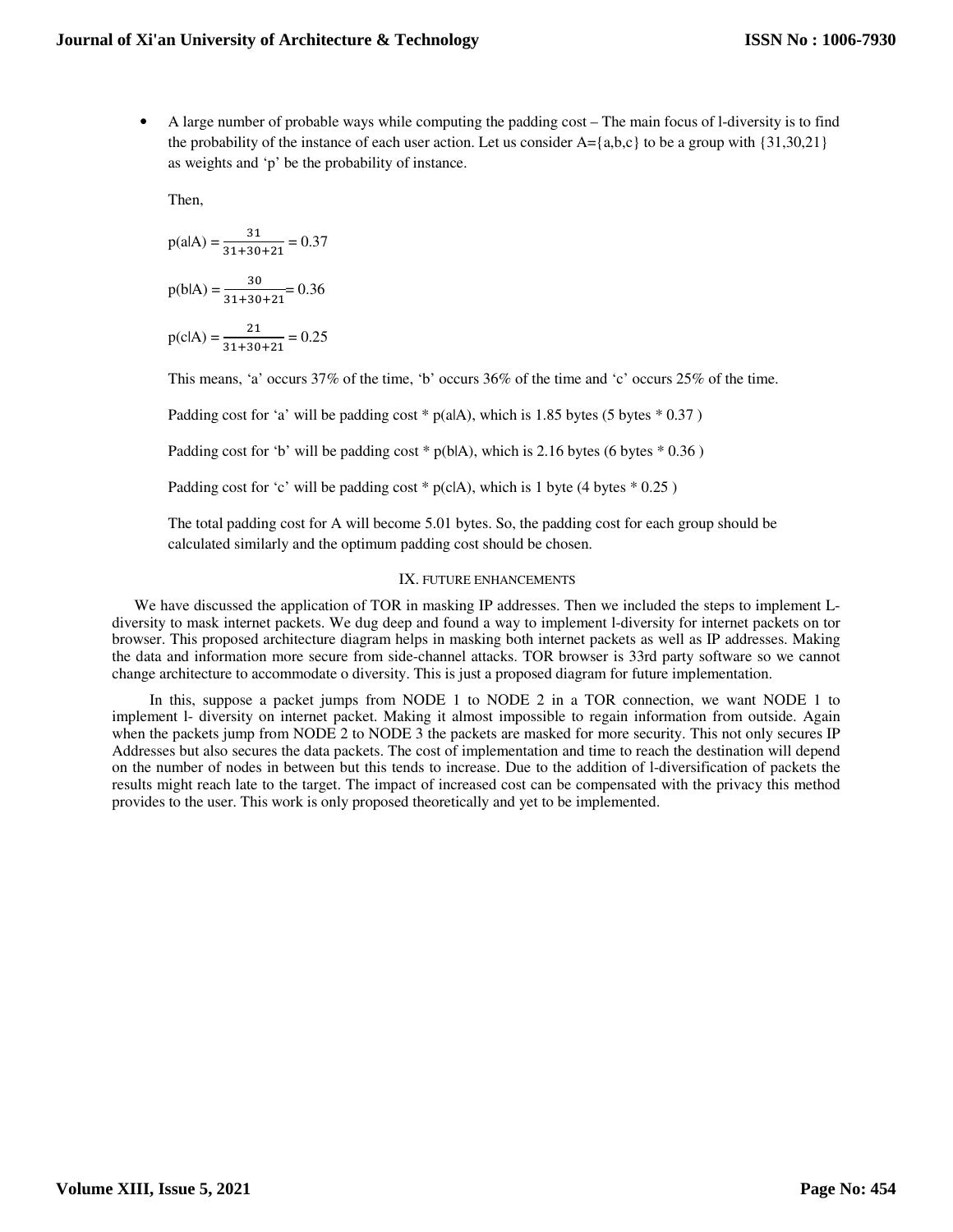- A large number of probable ways while computing the padding cost – The main focus of l-diversity is to find the probability of the instance of each user action. Let us consider A={a,b,c} to be a group with {31,30,21} as weights and 'p' be the probability of instance.

  Then,

  $$p(a|A) = \frac{31}{31+30+21} = 0.37$$

  $$p(b|A) = \frac{30}{31+30+21} = 0.36$$

  $$p(c|A) = \frac{21}{31+30+21} = 0.25$$

  This means, 'a' occurs 37% of the time, 'b' occurs 36% of the time and 'c' occurs 25% of the time.

  Padding cost for 'a' will be padding cost * p(a|A), which is 1.85 bytes (5 bytes * 0.37 )

  Padding cost for 'b' will be padding cost * p(b|A), which is 2.16 bytes (6 bytes * 0.36 )

  Padding cost for 'c' will be padding cost * p(c|A), which is 1 byte (4 bytes * 0.25 )

  The total padding cost for A will become 5.01 bytes. So, the padding cost for each group should be calculated similarly and the optimum padding cost should be chosen.

## IX. FUTURE ENHANCEMENTS

We have discussed the application of TOR in masking IP addresses. Then we included the steps to implement L-diversity to mask internet packets. We dug deep and found a way to implement l-diversity for internet packets on tor browser. This proposed architecture diagram helps in masking both internet packets as well as IP addresses. Making the data and information more secure from side-channel attacks. TOR browser is 33rd party software so we cannot change architecture to accommodate o diversity. This is just a proposed diagram for future implementation.

In this, suppose a packet jumps from NODE 1 to NODE 2 in a TOR connection, we want NODE 1 to implement l- diversity on internet packet. Making it almost impossible to regain information from outside. Again when the packets jump from NODE 2 to NODE 3 the packets are masked for more security. This not only secures IP Addresses but also secures the data packets. The cost of implementation and time to reach the destination will depend on the number of nodes in between but this tends to increase. Due to the addition of l-diversification of packets the results might reach late to the target. The impact of increased cost can be compensated with the privacy this method provides to the user. This work is only proposed theoretically and yet to be implemented.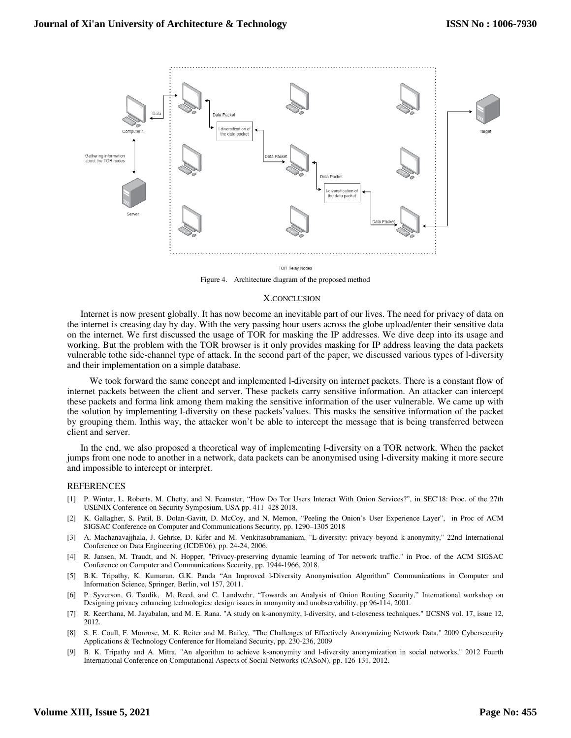Figure 4. Architecture diagram of the proposed method

## X. CONCLUSION

Internet is now present globally. It has now become an inevitable part of our lives. The need for privacy of data on the internet is creasing day by day. With the very passing hour users across the globe upload/enter their sensitive data on the internet. We first discussed the usage of TOR for masking the IP addresses. We dive deep into its usage and working. But the problem with the TOR browser is it only provides masking for IP address leaving the data packets vulnerable tothe side-channel type of attack. In the second part of the paper, we discussed various types of l-diversity and their implementation on a simple database.

We took forward the same concept and implemented l-diversity on internet packets. There is a constant flow of internet packets between the client and server. These packets carry sensitive information. An attacker can intercept these packets and forma link among them making the sensitive information of the user vulnerable. We came up with the solution by implementing l-diversity on these packets'values. This masks the sensitive information of the packet by grouping them. Inthis way, the attacker won't be able to intercept the message that is being transferred between client and server.

In the end, we also proposed a theoretical way of implementing l-diversity on a TOR network. When the packet jumps from one node to another in a network, data packets can be anonymised using l-diversity making it more secure and impossible to intercept or interpret.

## REFERENCES

[1] P. Winter, L. Roberts, M. Chetty, and N. Feamster, "How Do Tor Users Interact With Onion Services?", in SEC'18: Proc. of the 27th USENIX Conference on Security Symposium, USA pp. 411–428 2018.

[2] K. Gallagher, S. Patil, B. Dolan-Gavitt, D. McCoy, and N. Memon, "Peeling the Onion's User Experience Layer", in Proc of ACM SIGSAC Conference on Computer and Communications Security, pp. 1290–1305 2018

[3] A. Machanavajjhala, J. Gehrke, D. Kifer and M. Venkitasubramaniam, "L-diversity: privacy beyond k-anonymity," 22nd International Conference on Data Engineering (ICDE'06), pp. 24-24, 2006.

[4] R. Jansen, M. Traudt, and N. Hopper, "Privacy-preserving dynamic learning of Tor network traffic." in Proc. of the ACM SIGSAC Conference on Computer and Communications Security, pp. 1944-1966, 2018.

[5] B.K. Tripathy, K. Kumaran, G.K. Panda "An Improved l-Diversity Anonymisation Algorithm" Communications in Computer and Information Science, Springer, Berlin, vol 157, 2011.

[6] P. Syverson, G. Tsudik, M. Reed, and C. Landwehr, "Towards an Analysis of Onion Routing Security," International workshop on Designing privacy enhancing technologies: design issues in anonymity and unobservability, pp 96-114, 2001.

[7] R. Keerthana, M. Jayabalan, and M. E. Rana. "A study on k-anonymity, l-diversity, and t-closeness techniques." IJCSNS vol. 17, issue 12, 2012.

[8] S. E. Coull, F. Monrose, M. K. Reiter and M. Bailey, "The Challenges of Effectively Anonymizing Network Data," 2009 Cybersecurity Applications & Technology Conference for Homeland Security, pp. 230-236, 2009

[9] B. K. Tripathy and A. Mitra, "An algorithm to achieve k-anonymity and l-diversity anonymization in social networks," 2012 Fourth International Conference on Computational Aspects of Social Networks (CASoN), pp. 126-131, 2012.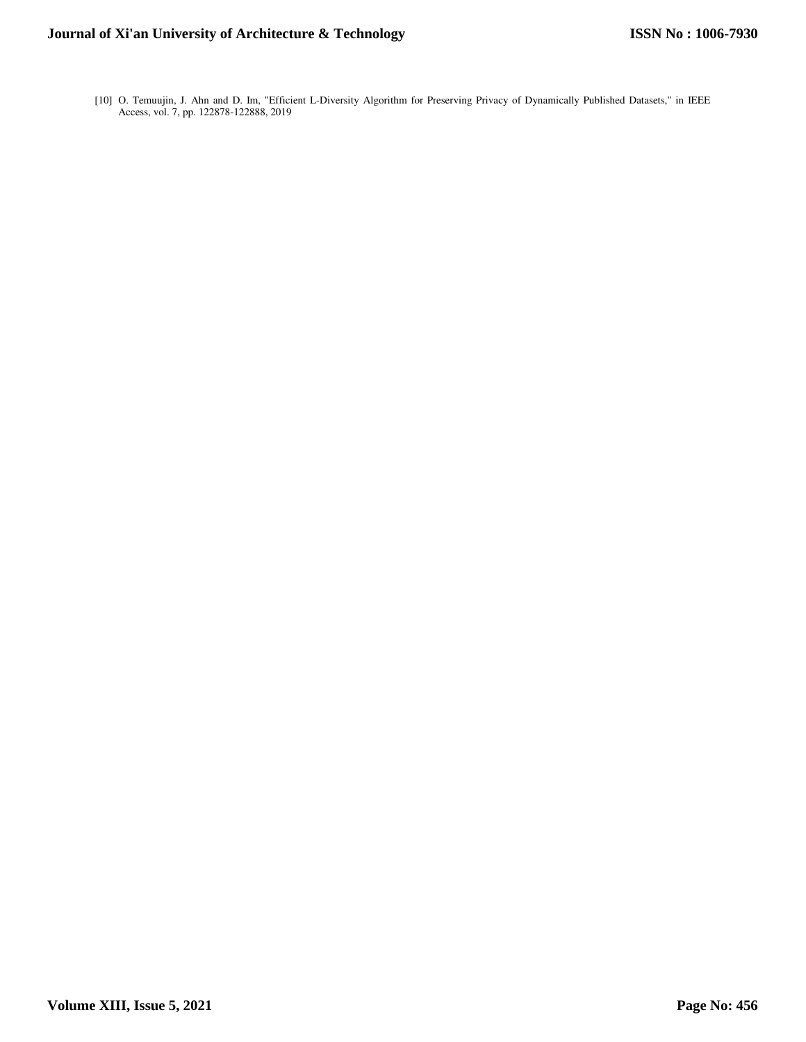[10] O. Temuujin, J. Ahn and D. Im, "Efficient L-Diversity Algorithm for Preserving Privacy of Dynamically Published Datasets," in IEEE Access, vol. 7, pp. 122878-122888, 2019